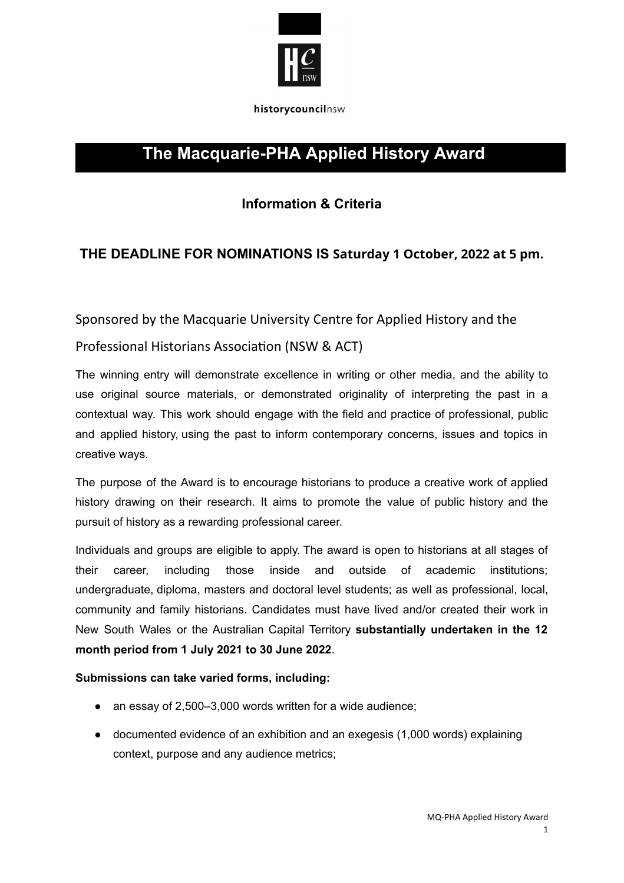historycouncilnsw

# The Macquarie-PHA Applied History Award

## Information & Criteria

### THE DEADLINE FOR NOMINATIONS IS Saturday 1 October, 2022 at 5 pm.

Sponsored by the Macquarie University Centre for Applied History and the Professional Historians Association (NSW & ACT)

The winning entry will demonstrate excellence in writing or other media, and the ability to use original source materials, or demonstrated originality of interpreting the past in a contextual way. This work should engage with the field and practice of professional, public and applied history, using the past to inform contemporary concerns, issues and topics in creative ways.

The purpose of the Award is to encourage historians to produce a creative work of applied history drawing on their research. It aims to promote the value of public history and the pursuit of history as a rewarding professional career.

Individuals and groups are eligible to apply. The award is open to historians at all stages of their career, including those inside and outside of academic institutions; undergraduate, diploma, masters and doctoral level students; as well as professional, local, community and family historians. Candidates must have lived and/or created their work in New South Wales or the Australian Capital Territory **substantially undertaken in the 12 month period from 1 July 2021 to 30 June 2022**.

**Submissions can take varied forms, including:**

- an essay of 2,500–3,000 words written for a wide audience;
- documented evidence of an exhibition and an exegesis (1,000 words) explaining context, purpose and any audience metrics;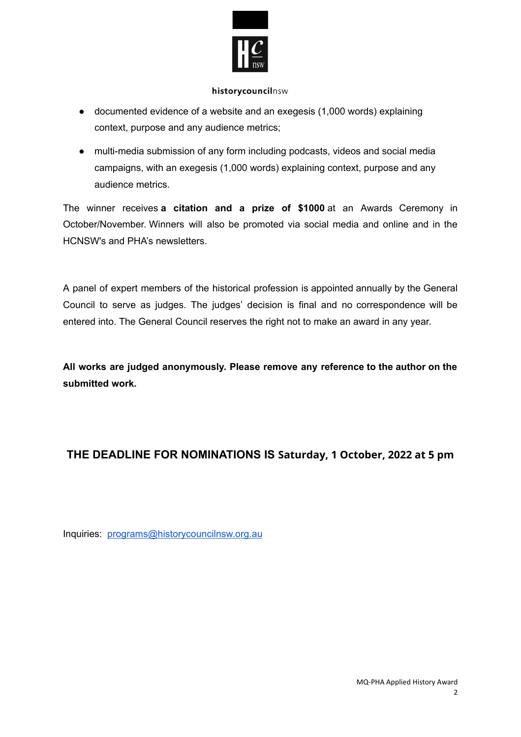historycouncilnsw

- documented evidence of a website and an exegesis (1,000 words) explaining context, purpose and any audience metrics;
- multi-media submission of any form including podcasts, videos and social media campaigns, with an exegesis (1,000 words) explaining context, purpose and any audience metrics.

The winner receives **a citation and a prize of $1000** at an Awards Ceremony in October/November. Winners will also be promoted via social media and online and in the HCNSW's and PHA's newsletters.

A panel of expert members of the historical profession is appointed annually by the General Council to serve as judges. The judges' decision is final and no correspondence will be entered into. The General Council reserves the right not to make an award in any year.

**All works are judged anonymously. Please remove any reference to the author on the submitted work.**

## THE DEADLINE FOR NOMINATIONS IS Saturday, 1 October, 2022 at 5 pm

Inquiries: programs@historycouncilnsw.org.au